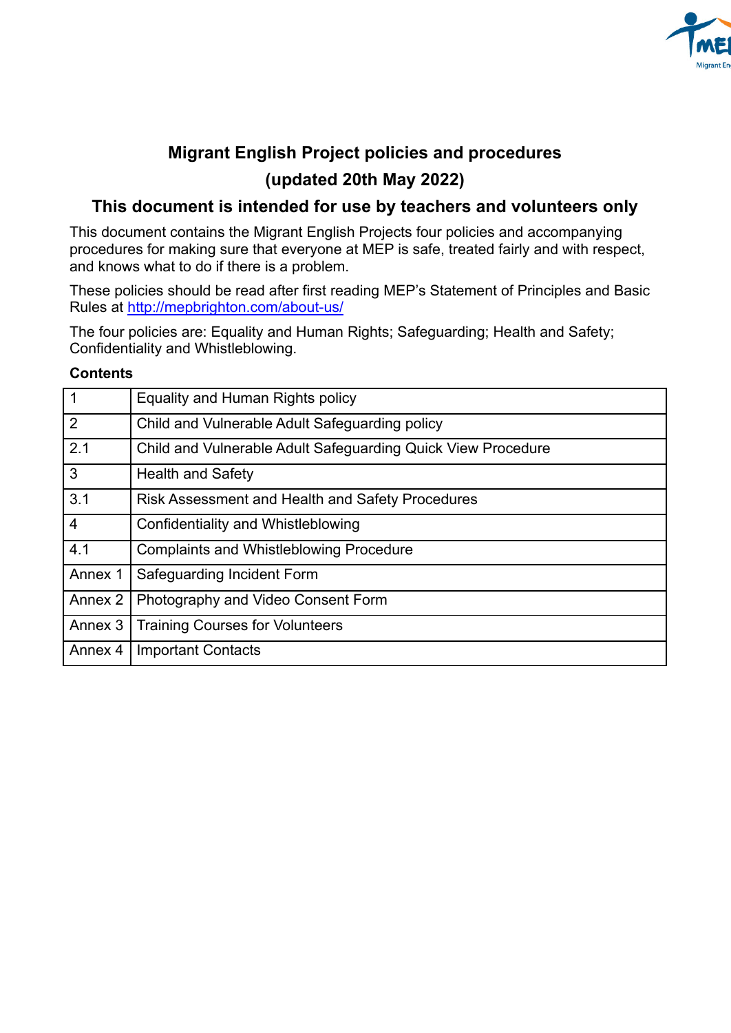# Migrant English Project policies and procedures

## (updated 20th May 2022)

## This document is intended for use by teachers and volunteers only

This document contains the Migrant English Projects four policies and accompanying procedures for making sure that everyone at MEP is safe, treated fairly and with respect, and knows what to do if there is a problem.

These policies should be read after first reading MEP's Statement of Principles and Basic Rules at [http://mepbrighton.com/about-us/](http://mepbrighton.com/about-us/)

The four policies are: Equality and Human Rights; Safeguarding; Health and Safety; Confidentiality and Whistleblowing.

**Contents**

| | |
|---|---|
| 1 | Equality and Human Rights policy |
| 2 | Child and Vulnerable Adult Safeguarding policy |
| 2.1 | Child and Vulnerable Adult Safeguarding Quick View Procedure |
| 3 | Health and Safety |
| 3.1 | Risk Assessment and Health and Safety Procedures |
| 4 | Confidentiality and Whistleblowing |
| 4.1 | Complaints and Whistleblowing Procedure |
| Annex 1 | Safeguarding Incident Form |
| Annex 2 | Photography and Video Consent Form |
| Annex 3 | Training Courses for Volunteers |
| Annex 4 | Important Contacts |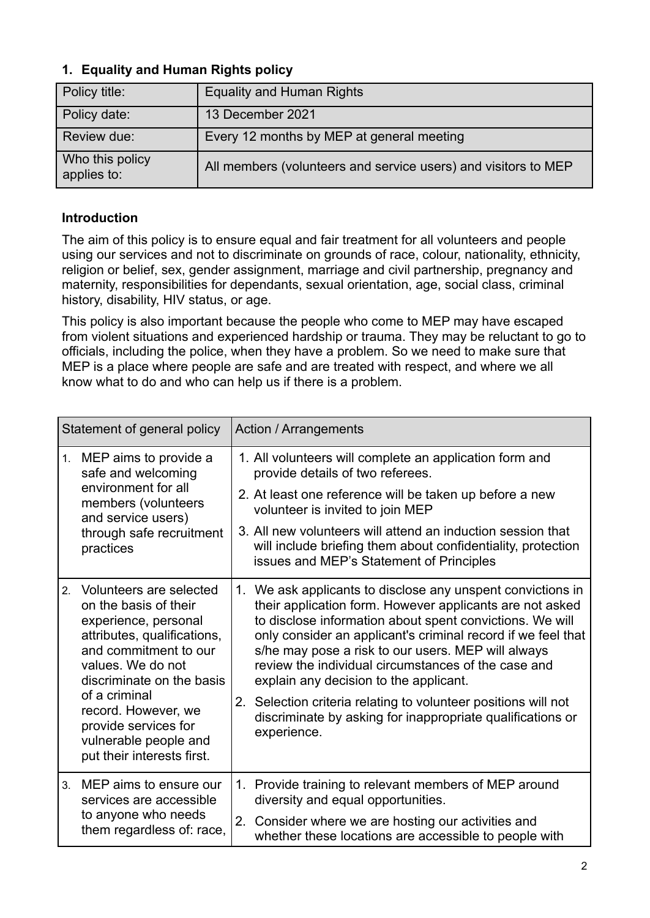## 1. Equality and Human Rights policy

| Policy title: | Equality and Human Rights |
|---|---|
| Policy date: | 13 December 2021 |
| Review due: | Every 12 months by MEP at general meeting |
| Who this policy applies to: | All members (volunteers and service users) and visitors to MEP |

### Introduction

The aim of this policy is to ensure equal and fair treatment for all volunteers and people using our services and not to discriminate on grounds of race, colour, nationality, ethnicity, religion or belief, sex, gender assignment, marriage and civil partnership, pregnancy and maternity, responsibilities for dependants, sexual orientation, age, social class, criminal history, disability, HIV status, or age.

This policy is also important because the people who come to MEP may have escaped from violent situations and experienced hardship or trauma. They may be reluctant to go to officials, including the police, when they have a problem. So we need to make sure that MEP is a place where people are safe and are treated with respect, and where we all know what to do and who can help us if there is a problem.

| Statement of general policy | Action / Arrangements |
|---|---|
| 1. MEP aims to provide a safe and welcoming environment for all members (volunteers and service users) through safe recruitment practices | 1. All volunteers will complete an application form and provide details of two referees.<br>2. At least one reference will be taken up before a new volunteer is invited to join MEP<br>3. All new volunteers will attend an induction session that will include briefing them about confidentiality, protection issues and MEP's Statement of Principles |
| 2. Volunteers are selected on the basis of their experience, personal attributes, qualifications, and commitment to our values. We do not discriminate on the basis of a criminal record. However, we provide services for vulnerable people and put their interests first. | 1. We ask applicants to disclose any unspent convictions in their application form. However applicants are not asked to disclose information about spent convictions. We will only consider an applicant's criminal record if we feel that s/he may pose a risk to our users. MEP will always review the individual circumstances of the case and explain any decision to the applicant.<br>2. Selection criteria relating to volunteer positions will not discriminate by asking for inappropriate qualifications or experience. |
| 3. MEP aims to ensure our services are accessible to anyone who needs them regardless of: race, | 1. Provide training to relevant members of MEP around diversity and equal opportunities.<br>2. Consider where we are hosting our activities and whether these locations are accessible to people with |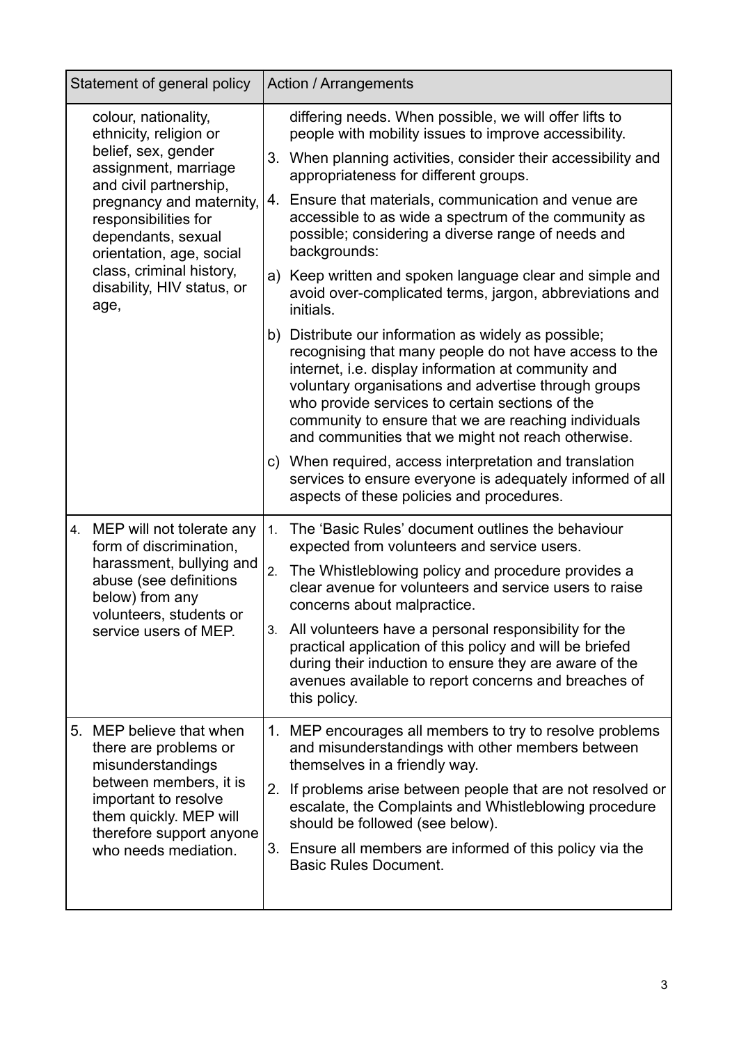| Statement of general policy | Action / Arrangements |
| --- | --- |
| colour, nationality, ethnicity, religion or belief, sex, gender assignment, marriage and civil partnership, pregnancy and maternity, responsibilities for dependants, sexual orientation, age, social class, criminal history, disability, HIV status, or age, | differing needs. When possible, we will offer lifts to people with mobility issues to improve accessibility.<br>3. When planning activities, consider their accessibility and appropriateness for different groups.<br>4. Ensure that materials, communication and venue are accessible to as wide a spectrum of the community as possible; considering a diverse range of needs and backgrounds:<br>a) Keep written and spoken language clear and simple and avoid over-complicated terms, jargon, abbreviations and initials.<br>b) Distribute our information as widely as possible; recognising that many people do not have access to the internet, i.e. display information at community and voluntary organisations and advertise through groups who provide services to certain sections of the community to ensure that we are reaching individuals and communities that we might not reach otherwise.<br>c) When required, access interpretation and translation services to ensure everyone is adequately informed of all aspects of these policies and procedures. |
| 4. MEP will not tolerate any form of discrimination, harassment, bullying and abuse (see definitions below) from any volunteers, students or service users of MEP. | 1. The 'Basic Rules' document outlines the behaviour expected from volunteers and service users.<br>2. The Whistleblowing policy and procedure provides a clear avenue for volunteers and service users to raise concerns about malpractice.<br>3. All volunteers have a personal responsibility for the practical application of this policy and will be briefed during their induction to ensure they are aware of the avenues available to report concerns and breaches of this policy. |
| 5. MEP believe that when there are problems or misunderstandings between members, it is important to resolve them quickly. MEP will therefore support anyone who needs mediation. | 1. MEP encourages all members to try to resolve problems and misunderstandings with other members between themselves in a friendly way.<br>2. If problems arise between people that are not resolved or escalate, the Complaints and Whistleblowing procedure should be followed (see below).<br>3. Ensure all members are informed of this policy via the Basic Rules Document. |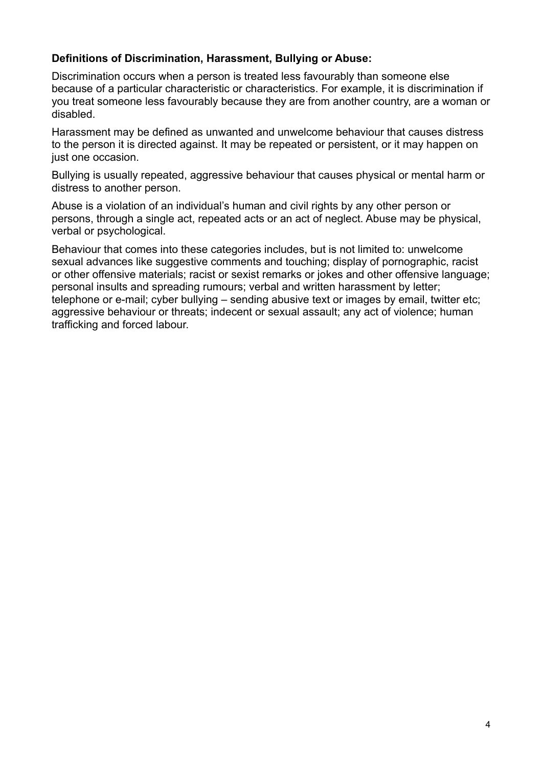**Definitions of Discrimination, Harassment, Bullying or Abuse:**

Discrimination occurs when a person is treated less favourably than someone else because of a particular characteristic or characteristics. For example, it is discrimination if you treat someone less favourably because they are from another country, are a woman or disabled.

Harassment may be defined as unwanted and unwelcome behaviour that causes distress to the person it is directed against. It may be repeated or persistent, or it may happen on just one occasion.

Bullying is usually repeated, aggressive behaviour that causes physical or mental harm or distress to another person.

Abuse is a violation of an individual's human and civil rights by any other person or persons, through a single act, repeated acts or an act of neglect. Abuse may be physical, verbal or psychological.

Behaviour that comes into these categories includes, but is not limited to: unwelcome sexual advances like suggestive comments and touching; display of pornographic, racist or other offensive materials; racist or sexist remarks or jokes and other offensive language; personal insults and spreading rumours; verbal and written harassment by letter; telephone or e-mail; cyber bullying – sending abusive text or images by email, twitter etc; aggressive behaviour or threats; indecent or sexual assault; any act of violence; human trafficking and forced labour.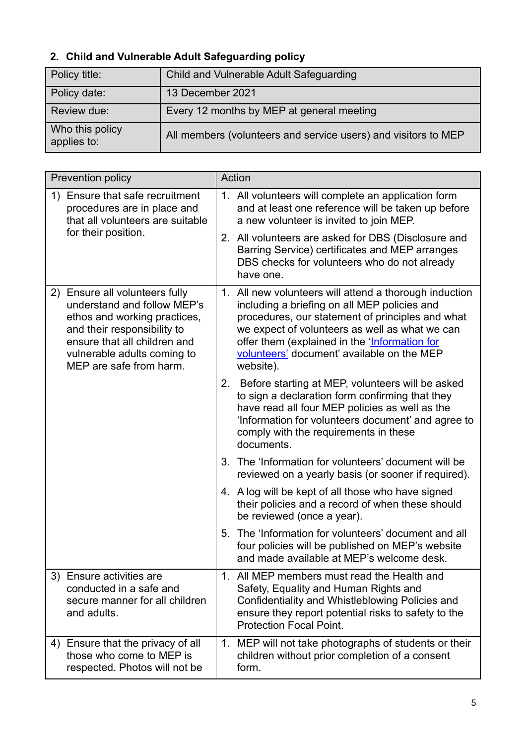## 2. Child and Vulnerable Adult Safeguarding policy

| Policy title: | Child and Vulnerable Adult Safeguarding |
| --- | --- |
| Policy date: | 13 December 2021 |
| Review due: | Every 12 months by MEP at general meeting |
| Who this policy applies to: | All members (volunteers and service users) and visitors to MEP |

| Prevention policy | Action |
| --- | --- |
| 1) Ensure that safe recruitment procedures are in place and that all volunteers are suitable for their position. | 1. All volunteers will complete an application form and at least one reference will be taken up before a new volunteer is invited to join MEP.<br>2. All volunteers are asked for DBS (Disclosure and Barring Service) certificates and MEP arranges DBS checks for volunteers who do not already have one. |
| 2) Ensure all volunteers fully understand and follow MEP's ethos and working practices, and their responsibility to ensure that all children and vulnerable adults coming to MEP are safe from harm. | 1. All new volunteers will attend a thorough induction including a briefing on all MEP policies and procedures, our statement of principles and what we expect of volunteers as well as what we can offer them (explained in the 'Information for volunteers' document' available on the MEP website).<br>2. Before starting at MEP, volunteers will be asked to sign a declaration form confirming that they have read all four MEP policies as well as the 'Information for volunteers document' and agree to comply with the requirements in these documents.<br>3. The 'Information for volunteers' document will be reviewed on a yearly basis (or sooner if required).<br>4. A log will be kept of all those who have signed their policies and a record of when these should be reviewed (once a year).<br>5. The 'Information for volunteers' document and all four policies will be published on MEP's website and made available at MEP's welcome desk. |
| 3) Ensure activities are conducted in a safe and secure manner for all children and adults. | 1. All MEP members must read the Health and Safety, Equality and Human Rights and Confidentiality and Whistleblowing Policies and ensure they report potential risks to safety to the Protection Focal Point. |
| 4) Ensure that the privacy of all those who come to MEP is respected. Photos will not be | 1. MEP will not take photographs of students or their children without prior completion of a consent form. |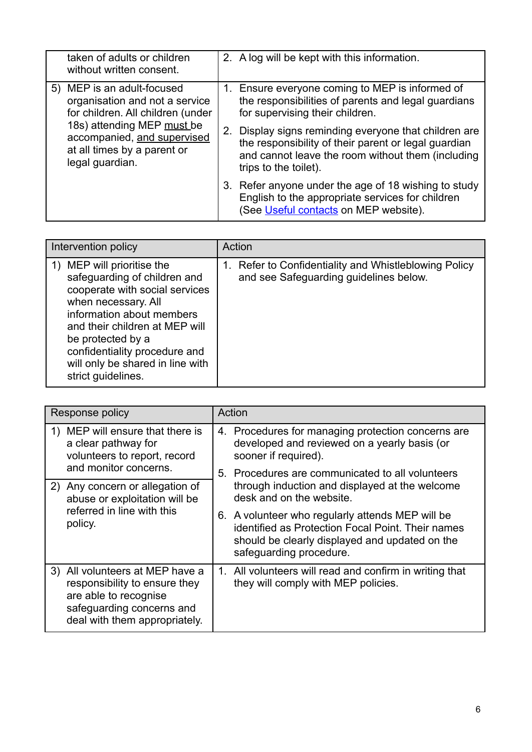| | |
|---|---|
| taken of adults or children without written consent. | 2. A log will be kept with this information. |
| 5) MEP is an adult-focused organisation and not a service for children. All children (under 18s) attending MEP <u>must</u> be accompanied, <u>and supervised</u> at all times by a parent or legal guardian. | 1. Ensure everyone coming to MEP is informed of the responsibilities of parents and legal guardians for supervising their children.<br>2. Display signs reminding everyone that children are the responsibility of their parent or legal guardian and cannot leave the room without them (including trips to the toilet).<br>3. Refer anyone under the age of 18 wishing to study English to the appropriate services for children (See [Useful contacts]() on MEP website). |

| Intervention policy | Action |
|---|---|
| 1) MEP will prioritise the safeguarding of children and cooperate with social services when necessary. All information about members and their children at MEP will be protected by a confidentiality procedure and will only be shared in line with strict guidelines. | 1. Refer to Confidentiality and Whistleblowing Policy and see Safeguarding guidelines below. |

| Response policy | Action |
|---|---|
| 1) MEP will ensure that there is a clear pathway for volunteers to report, record and monitor concerns.<br>2) Any concern or allegation of abuse or exploitation will be referred in line with this policy. | 4. Procedures for managing protection concerns are developed and reviewed on a yearly basis (or sooner if required).<br>5. Procedures are communicated to all volunteers through induction and displayed at the welcome desk and on the website.<br>6. A volunteer who regularly attends MEP will be identified as Protection Focal Point. Their names should be clearly displayed and updated on the safeguarding procedure. |
| 3) All volunteers at MEP have a responsibility to ensure they are able to recognise safeguarding concerns and deal with them appropriately. | 1. All volunteers will read and confirm in writing that they will comply with MEP policies. |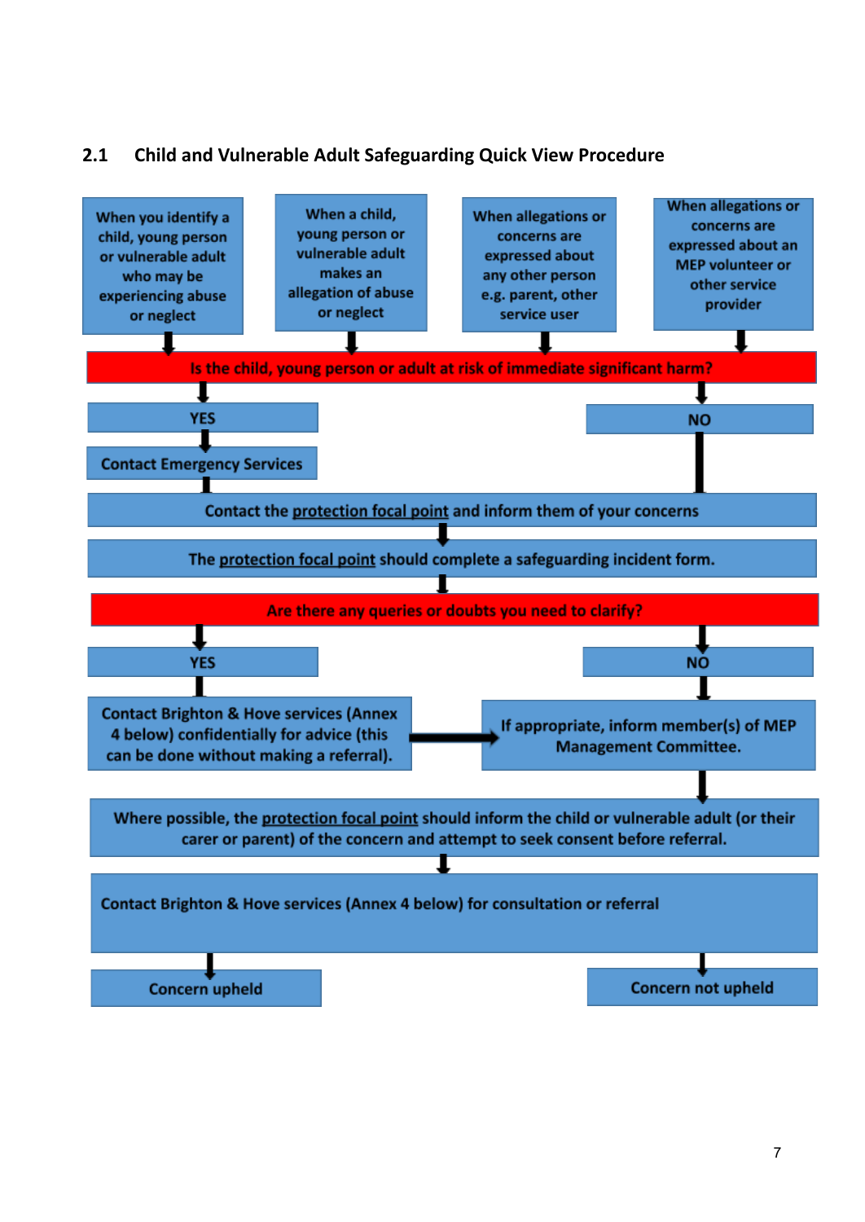## 2.1 Child and Vulnerable Adult Safeguarding Quick View Procedure

When you identify a child, young person or vulnerable adult who may be experiencing abuse or neglect

When a child, young person or vulnerable adult makes an allegation of abuse or neglect

When allegations or concerns are expressed about any other person e.g. parent, other service user

When allegations or concerns are expressed about an MEP volunteer or other service provider

**Is the child, young person or adult at risk of immediate significant harm?**

YES

Contact Emergency Services

NO

Contact the protection focal point and inform them of your concerns

The protection focal point should complete a safeguarding incident form.

**Are there any queries or doubts you need to clarify?**

YES

Contact Brighton & Hove services (Annex 4 below) confidentially for advice (this can be done without making a referral).

NO

If appropriate, inform member(s) of MEP Management Committee.

Where possible, the protection focal point should inform the child or vulnerable adult (or their carer or parent) of the concern and attempt to seek consent before referral.

Contact Brighton & Hove services (Annex 4 below) for consultation or referral

Concern upheld

Concern not upheld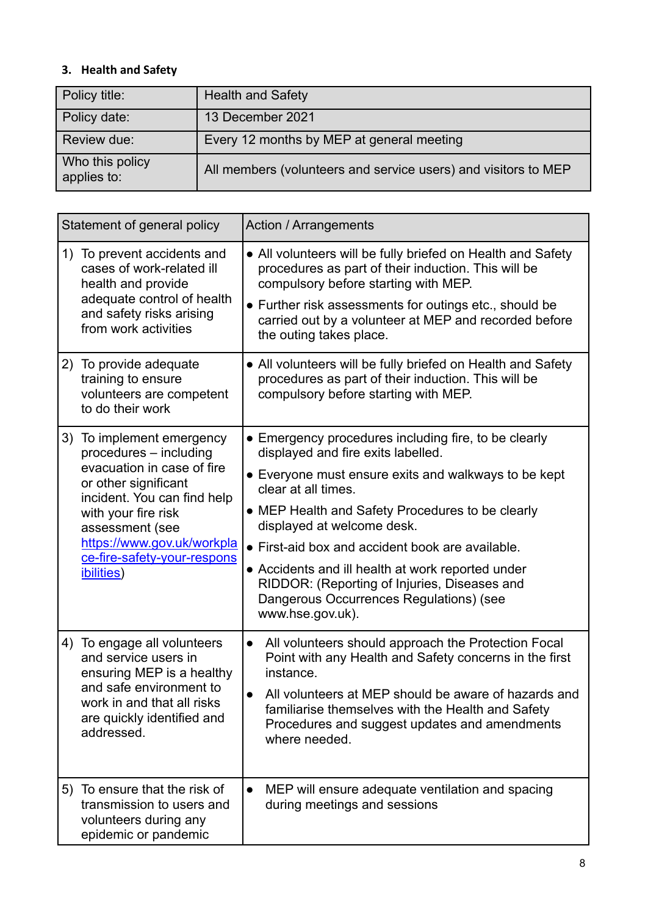### 3. Health and Safety

| Policy title: | Health and Safety |
|---|---|
| Policy date: | 13 December 2021 |
| Review due: | Every 12 months by MEP at general meeting |
| Who this policy applies to: | All members (volunteers and service users) and visitors to MEP |

| Statement of general policy | Action / Arrangements |
|---|---|
| 1) To prevent accidents and cases of work-related ill health and provide adequate control of health and safety risks arising from work activities | • All volunteers will be fully briefed on Health and Safety procedures as part of their induction. This will be compulsory before starting with MEP.<br>• Further risk assessments for outings etc., should be carried out by a volunteer at MEP and recorded before the outing takes place. |
| 2) To provide adequate training to ensure volunteers are competent to do their work | • All volunteers will be fully briefed on Health and Safety procedures as part of their induction. This will be compulsory before starting with MEP. |
| 3) To implement emergency procedures – including evacuation in case of fire or other significant incident. You can find help with your fire risk assessment (see [https://www.gov.uk/workplace-fire-safety-your-responsibilities](https://www.gov.uk/workplace-fire-safety-your-responsibilities)) | • Emergency procedures including fire, to be clearly displayed and fire exits labelled.<br>• Everyone must ensure exits and walkways to be kept clear at all times.<br>• MEP Health and Safety Procedures to be clearly displayed at welcome desk.<br>• First-aid box and accident book are available.<br>• Accidents and ill health at work reported under RIDDOR: (Reporting of Injuries, Diseases and Dangerous Occurrences Regulations) (see www.hse.gov.uk). |
| 4) To engage all volunteers and service users in ensuring MEP is a healthy and safe environment to work in and that all risks are quickly identified and addressed. | • All volunteers should approach the Protection Focal Point with any Health and Safety concerns in the first instance.<br>• All volunteers at MEP should be aware of hazards and familiarise themselves with the Health and Safety Procedures and suggest updates and amendments where needed. |
| 5) To ensure that the risk of transmission to users and volunteers during any epidemic or pandemic | • MEP will ensure adequate ventilation and spacing during meetings and sessions |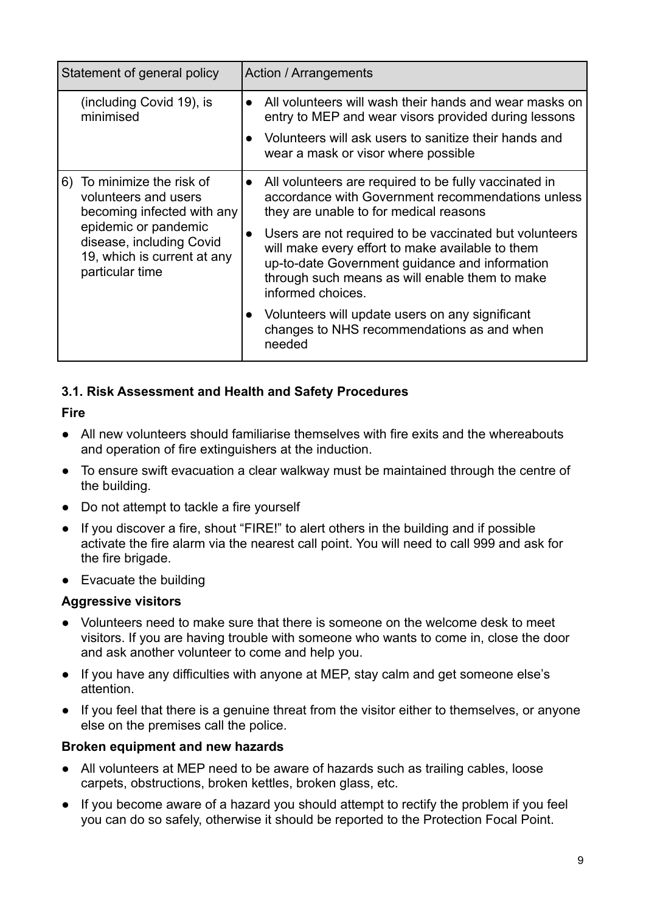| Statement of general policy | Action / Arrangements |
|---|---|
| (including Covid 19), is minimised | • All volunteers will wash their hands and wear masks on entry to MEP and wear visors provided during lessons<br>• Volunteers will ask users to sanitize their hands and wear a mask or visor where possible |
| 6) To minimize the risk of volunteers and users becoming infected with any epidemic or pandemic disease, including Covid 19, which is current at any particular time | • All volunteers are required to be fully vaccinated in accordance with Government recommendations unless they are unable to for medical reasons<br>• Users are not required to be vaccinated but volunteers will make every effort to make available to them up-to-date Government guidance and information through such means as will enable them to make informed choices.<br>• Volunteers will update users on any significant changes to NHS recommendations as and when needed |

### 3.1. Risk Assessment and Health and Safety Procedures

**Fire**

- All new volunteers should familiarise themselves with fire exits and the whereabouts and operation of fire extinguishers at the induction.
- To ensure swift evacuation a clear walkway must be maintained through the centre of the building.
- Do not attempt to tackle a fire yourself
- If you discover a fire, shout "FIRE!" to alert others in the building and if possible activate the fire alarm via the nearest call point. You will need to call 999 and ask for the fire brigade.
- Evacuate the building

**Aggressive visitors**

- Volunteers need to make sure that there is someone on the welcome desk to meet visitors. If you are having trouble with someone who wants to come in, close the door and ask another volunteer to come and help you.
- If you have any difficulties with anyone at MEP, stay calm and get someone else's attention.
- If you feel that there is a genuine threat from the visitor either to themselves, or anyone else on the premises call the police.

**Broken equipment and new hazards**

- All volunteers at MEP need to be aware of hazards such as trailing cables, loose carpets, obstructions, broken kettles, broken glass, etc.
- If you become aware of a hazard you should attempt to rectify the problem if you feel you can do so safely, otherwise it should be reported to the Protection Focal Point.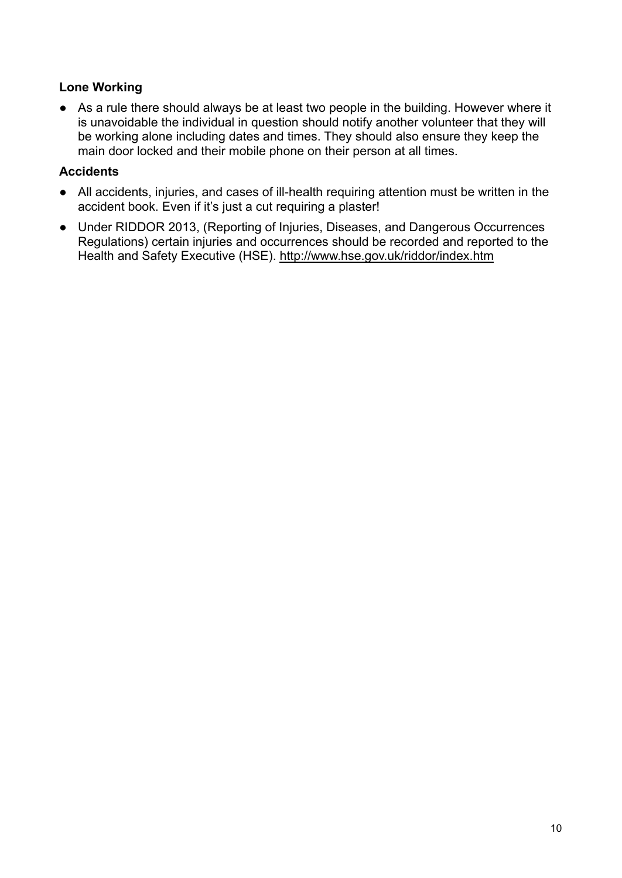**Lone Working**

- As a rule there should always be at least two people in the building. However where it is unavoidable the individual in question should notify another volunteer that they will be working alone including dates and times. They should also ensure they keep the main door locked and their mobile phone on their person at all times.

**Accidents**

- All accidents, injuries, and cases of ill-health requiring attention must be written in the accident book. Even if it's just a cut requiring a plaster!
- Under RIDDOR 2013, (Reporting of Injuries, Diseases, and Dangerous Occurrences Regulations) certain injuries and occurrences should be recorded and reported to the Health and Safety Executive (HSE). http://www.hse.gov.uk/riddor/index.htm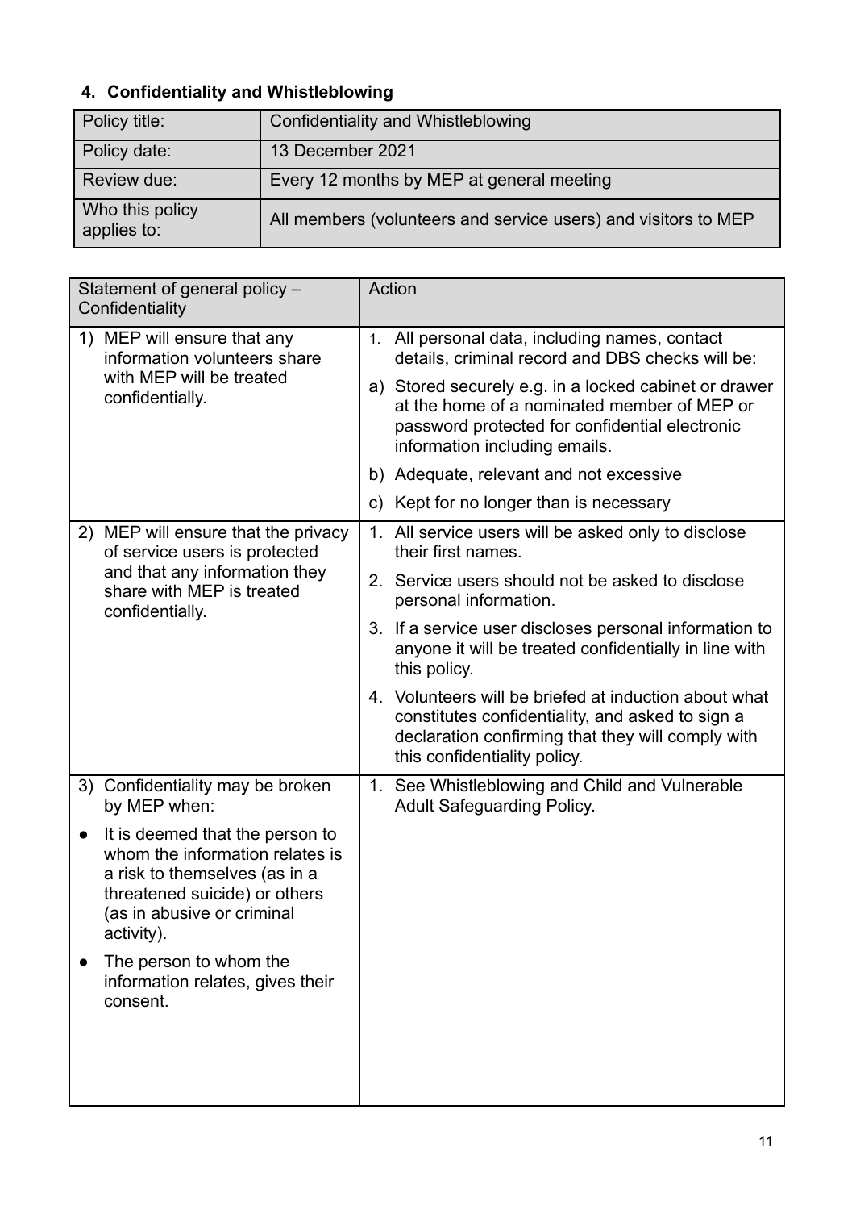### 4. Confidentiality and Whistleblowing

| Policy title: | Confidentiality and Whistleblowing |
|---|---|
| Policy date: | 13 December 2021 |
| Review due: | Every 12 months by MEP at general meeting |
| Who this policy applies to: | All members (volunteers and service users) and visitors to MEP |

| Statement of general policy – Confidentiality | Action |
|---|---|
| 1) MEP will ensure that any information volunteers share with MEP will be treated confidentially. | 1. All personal data, including names, contact details, criminal record and DBS checks will be:<br>a) Stored securely e.g. in a locked cabinet or drawer at the home of a nominated member of MEP or password protected for confidential electronic information including emails.<br>b) Adequate, relevant and not excessive<br>c) Kept for no longer than is necessary |
| 2) MEP will ensure that the privacy of service users is protected and that any information they share with MEP is treated confidentially. | 1. All service users will be asked only to disclose their first names.<br>2. Service users should not be asked to disclose personal information.<br>3. If a service user discloses personal information to anyone it will be treated confidentially in line with this policy.<br>4. Volunteers will be briefed at induction about what constitutes confidentiality, and asked to sign a declaration confirming that they will comply with this confidentiality policy. |
| 3) Confidentiality may be broken by MEP when:<br>● It is deemed that the person to whom the information relates is a risk to themselves (as in a threatened suicide) or others (as in abusive or criminal activity).<br>● The person to whom the information relates, gives their consent. | 1. See Whistleblowing and Child and Vulnerable Adult Safeguarding Policy. |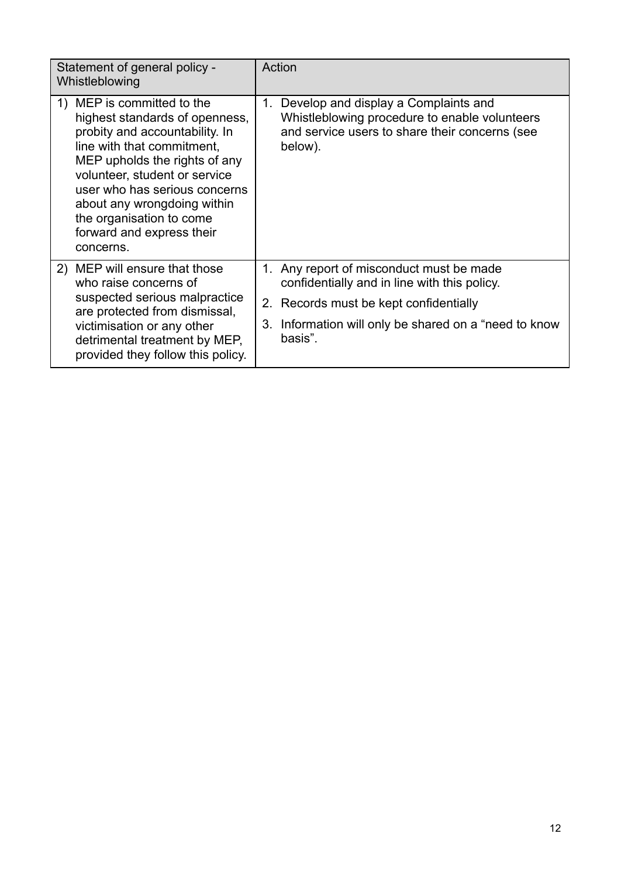| Statement of general policy - Whistleblowing | Action |
| --- | --- |
| 1) MEP is committed to the highest standards of openness, probity and accountability. In line with that commitment, MEP upholds the rights of any volunteer, student or service user who has serious concerns about any wrongdoing within the organisation to come forward and express their concerns. | 1. Develop and display a Complaints and Whistleblowing procedure to enable volunteers and service users to share their concerns (see below). |
| 2) MEP will ensure that those who raise concerns of suspected serious malpractice are protected from dismissal, victimisation or any other detrimental treatment by MEP, provided they follow this policy. | 1. Any report of misconduct must be made confidentially and in line with this policy.<br>2. Records must be kept confidentially<br>3. Information will only be shared on a "need to know basis". |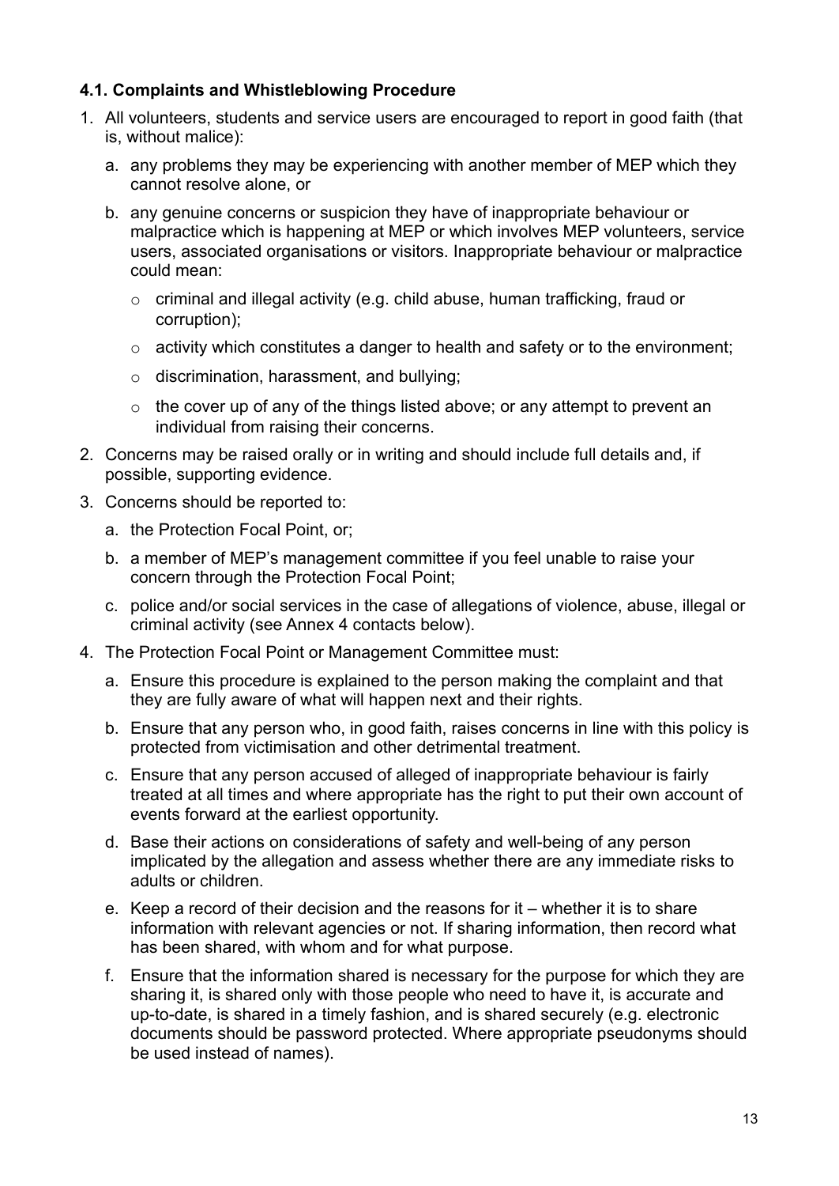### 4.1. Complaints and Whistleblowing Procedure

1. All volunteers, students and service users are encouraged to report in good faith (that is, without malice):
   a. any problems they may be experiencing with another member of MEP which they cannot resolve alone, or
   b. any genuine concerns or suspicion they have of inappropriate behaviour or malpractice which is happening at MEP or which involves MEP volunteers, service users, associated organisations or visitors. Inappropriate behaviour or malpractice could mean:
      - criminal and illegal activity (e.g. child abuse, human trafficking, fraud or corruption);
      - activity which constitutes a danger to health and safety or to the environment;
      - discrimination, harassment, and bullying;
      - the cover up of any of the things listed above; or any attempt to prevent an individual from raising their concerns.
2. Concerns may be raised orally or in writing and should include full details and, if possible, supporting evidence.
3. Concerns should be reported to:
   a. the Protection Focal Point, or;
   b. a member of MEP's management committee if you feel unable to raise your concern through the Protection Focal Point;
   c. police and/or social services in the case of allegations of violence, abuse, illegal or criminal activity (see Annex 4 contacts below).
4. The Protection Focal Point or Management Committee must:
   a. Ensure this procedure is explained to the person making the complaint and that they are fully aware of what will happen next and their rights.
   b. Ensure that any person who, in good faith, raises concerns in line with this policy is protected from victimisation and other detrimental treatment.
   c. Ensure that any person accused of alleged of inappropriate behaviour is fairly treated at all times and where appropriate has the right to put their own account of events forward at the earliest opportunity.
   d. Base their actions on considerations of safety and well-being of any person implicated by the allegation and assess whether there are any immediate risks to adults or children.
   e. Keep a record of their decision and the reasons for it – whether it is to share information with relevant agencies or not. If sharing information, then record what has been shared, with whom and for what purpose.
   f. Ensure that the information shared is necessary for the purpose for which they are sharing it, is shared only with those people who need to have it, is accurate and up-to-date, is shared in a timely fashion, and is shared securely (e.g. electronic documents should be password protected. Where appropriate pseudonyms should be used instead of names).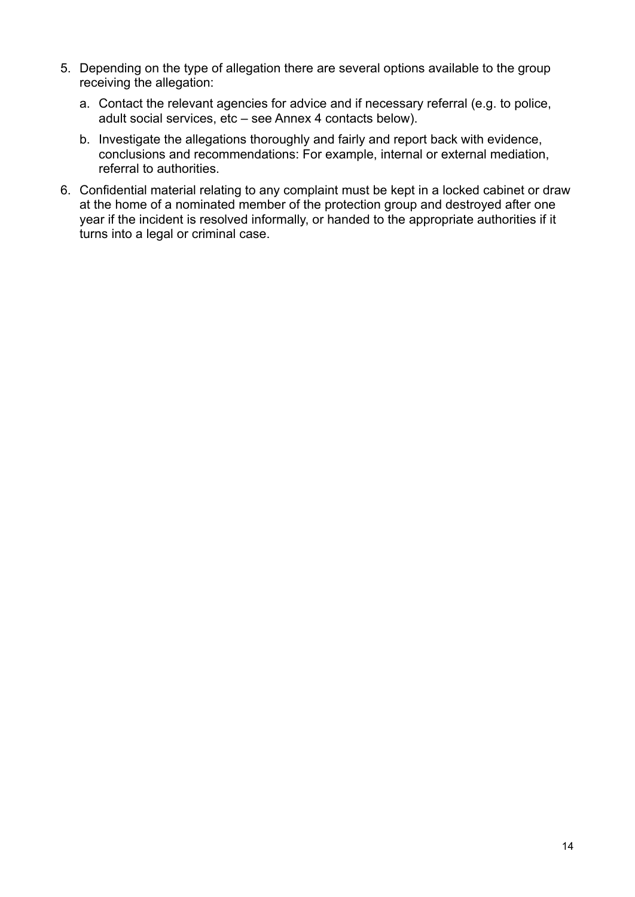5. Depending on the type of allegation there are several options available to the group receiving the allegation:
   a. Contact the relevant agencies for advice and if necessary referral (e.g. to police, adult social services, etc – see Annex 4 contacts below).
   b. Investigate the allegations thoroughly and fairly and report back with evidence, conclusions and recommendations: For example, internal or external mediation, referral to authorities.
6. Confidential material relating to any complaint must be kept in a locked cabinet or draw at the home of a nominated member of the protection group and destroyed after one year if the incident is resolved informally, or handed to the appropriate authorities if it turns into a legal or criminal case.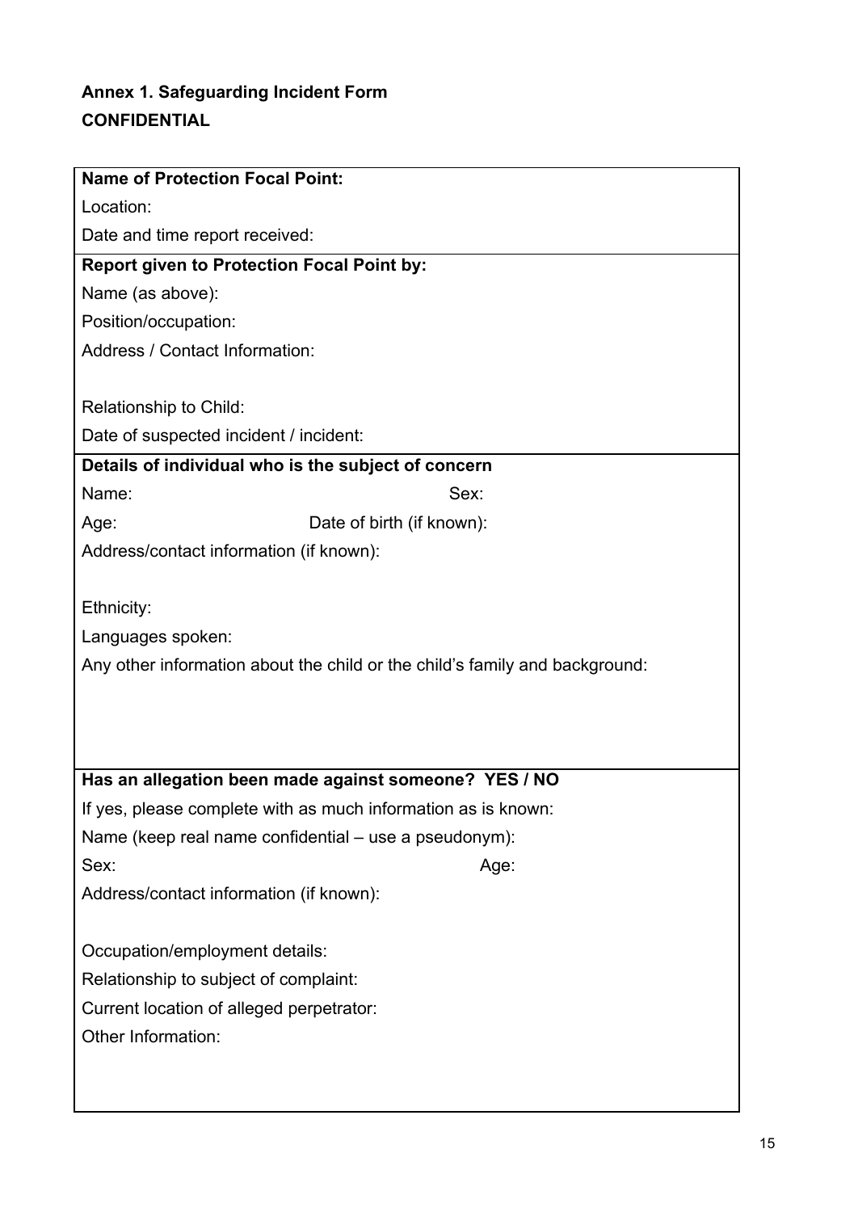**Annex 1. Safeguarding Incident Form**

**CONFIDENTIAL**

| **Name of Protection Focal Point:** |
| --- |
| Location: |
| Date and time report received: |
| **Report given to Protection Focal Point by:** |
| Name (as above): |
| Position/occupation: |
| Address / Contact Information: |
| Relationship to Child: |
| Date of suspected incident / incident: |
| **Details of individual who is the subject of concern** |
| Name: Sex: |
| Age: Date of birth (if known): |
| Address/contact information (if known): |
| Ethnicity: |
| Languages spoken: |
| Any other information about the child or the child's family and background: |
| **Has an allegation been made against someone? YES / NO** |
| If yes, please complete with as much information as is known: |
| Name (keep real name confidential – use a pseudonym): |
| Sex: Age: |
| Address/contact information (if known): |
| Occupation/employment details: |
| Relationship to subject of complaint: |
| Current location of alleged perpetrator: |
| Other Information: |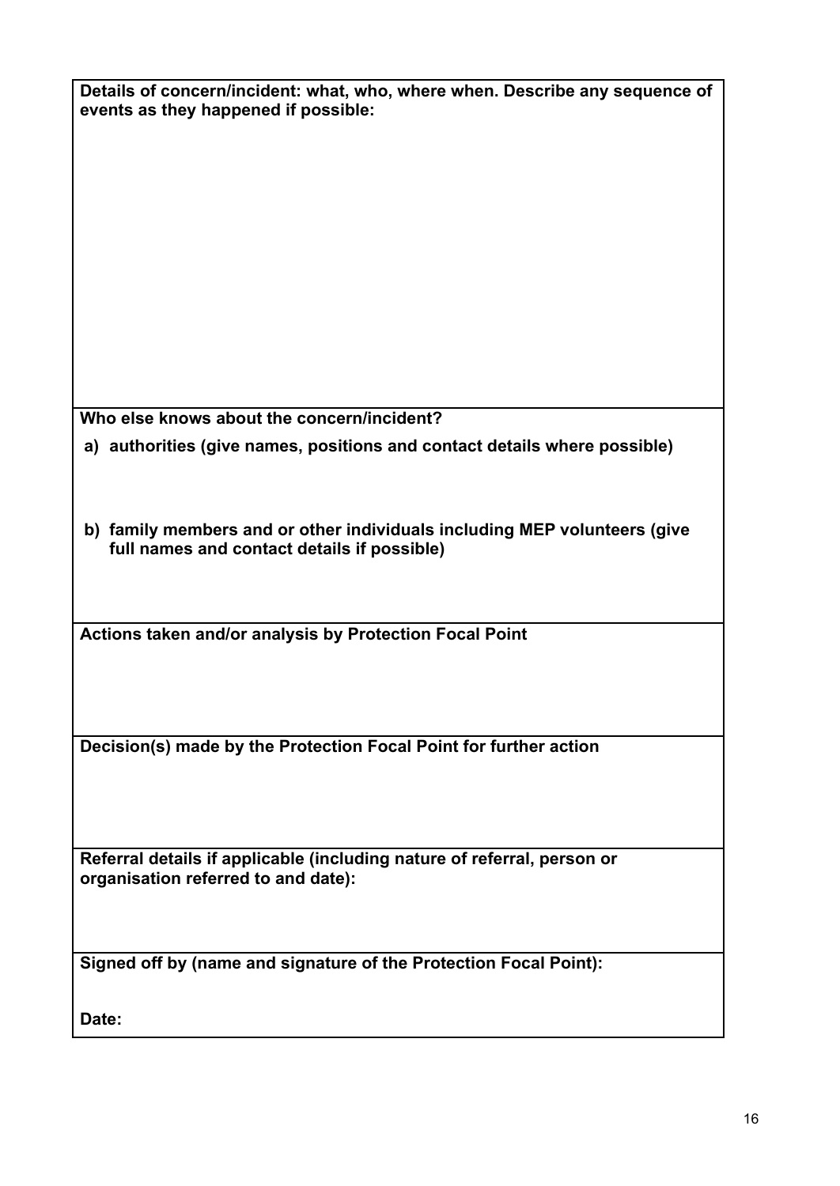| **Details of concern/incident: what, who, where when. Describe any sequence of events as they happened if possible:** |
| --- |
| |
| **Who else knows about the concern/incident?**<br>**a) authorities (give names, positions and contact details where possible)**<br><br>**b) family members and or other individuals including MEP volunteers (give full names and contact details if possible)** |
| **Actions taken and/or analysis by Protection Focal Point** |
| **Decision(s) made by the Protection Focal Point for further action** |
| **Referral details if applicable (including nature of referral, person or organisation referred to and date):** |
| **Signed off by (name and signature of the Protection Focal Point):**<br><br>**Date:** |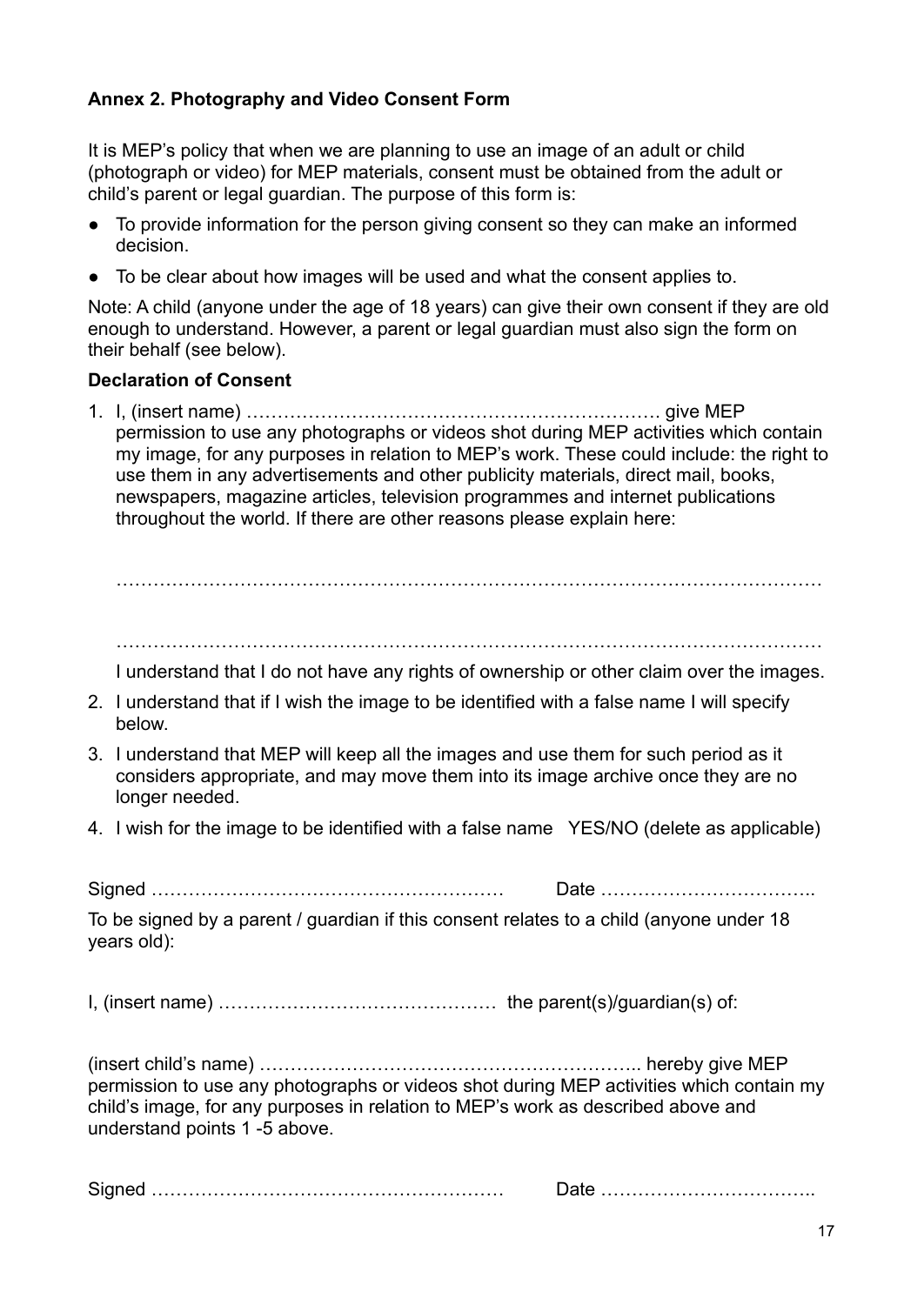**Annex 2. Photography and Video Consent Form**

It is MEP's policy that when we are planning to use an image of an adult or child (photograph or video) for MEP materials, consent must be obtained from the adult or child's parent or legal guardian. The purpose of this form is:

- To provide information for the person giving consent so they can make an informed decision.
- To be clear about how images will be used and what the consent applies to.

Note: A child (anyone under the age of 18 years) can give their own consent if they are old enough to understand. However, a parent or legal guardian must also sign the form on their behalf (see below).

**Declaration of Consent**

1. I, (insert name) …………………………………………………………. give MEP permission to use any photographs or videos shot during MEP activities which contain my image, for any purposes in relation to MEP's work. These could include: the right to use them in any advertisements and other publicity materials, direct mail, books, newspapers, magazine articles, television programmes and internet publications throughout the world. If there are other reasons please explain here:

   ……………………………………………………………………………………………………

   ……………………………………………………………………………………………………

   I understand that I do not have any rights of ownership or other claim over the images.

2. I understand that if I wish the image to be identified with a false name I will specify below.
3. I understand that MEP will keep all the images and use them for such period as it considers appropriate, and may move them into its image archive once they are no longer needed.
4. I wish for the image to be identified with a false name YES/NO (delete as applicable)

Signed ………………………………………………… Date ……………………………..

To be signed by a parent / guardian if this consent relates to a child (anyone under 18 years old):

I, (insert name) ……………………………………… the parent(s)/guardian(s) of:

(insert child's name) …………………………………………………….. hereby give MEP permission to use any photographs or videos shot during MEP activities which contain my child's image, for any purposes in relation to MEP's work as described above and understand points 1 -5 above.

Signed ………………………………………………… Date ……………………………..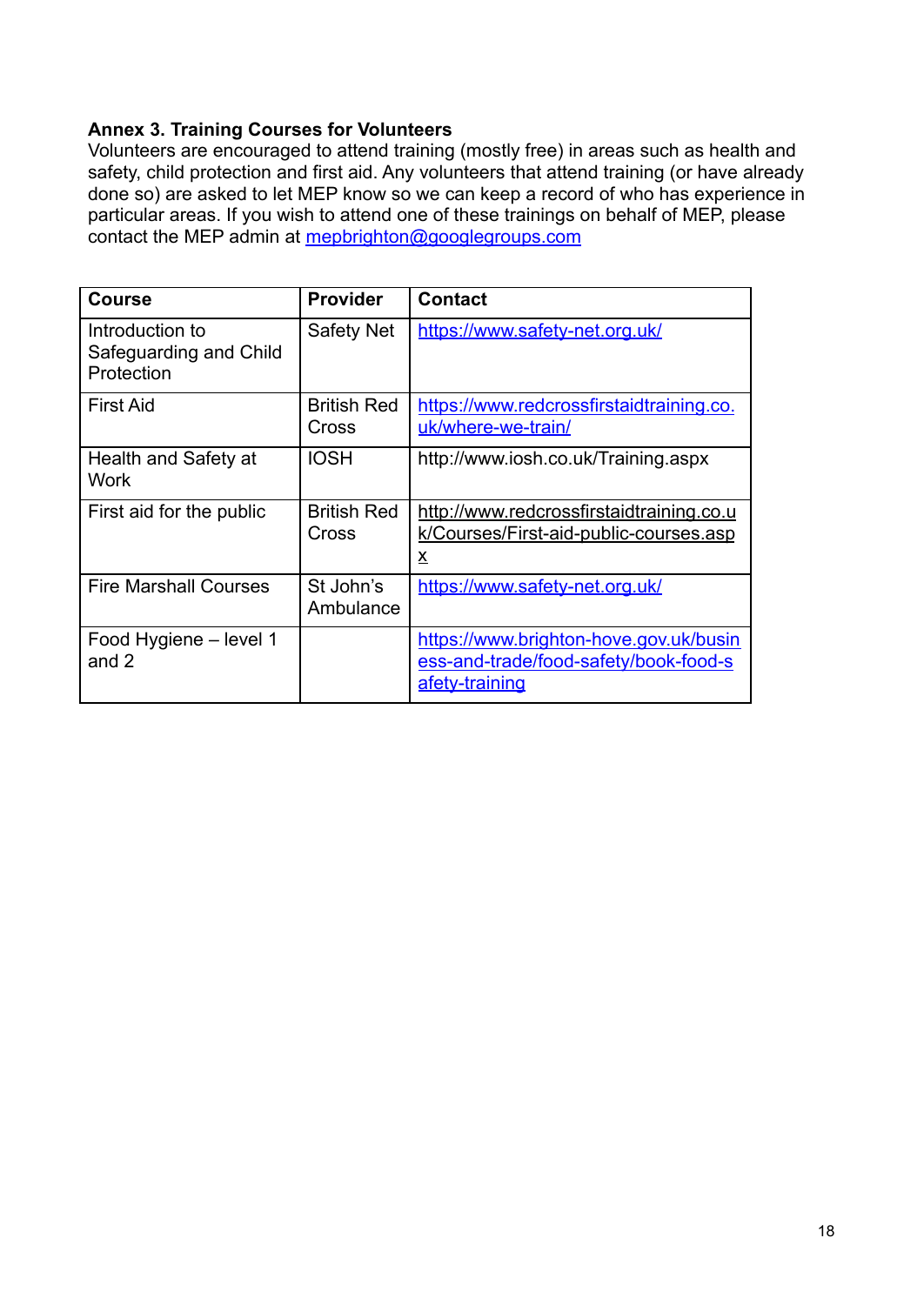**Annex 3. Training Courses for Volunteers**

Volunteers are encouraged to attend training (mostly free) in areas such as health and safety, child protection and first aid. Any volunteers that attend training (or have already done so) are asked to let MEP know so we can keep a record of who has experience in particular areas. If you wish to attend one of these trainings on behalf of MEP, please contact the MEP admin at mepbrighton@googlegroups.com

| Course | Provider | Contact |
|---|---|---|
| Introduction to Safeguarding and Child Protection | Safety Net | https://www.safety-net.org.uk/ |
| First Aid | British Red Cross | https://www.redcrossfirstaidtraining.co.uk/where-we-train/ |
| Health and Safety at Work | IOSH | http://www.iosh.co.uk/Training.aspx |
| First aid for the public | British Red Cross | http://www.redcrossfirstaidtraining.co.uk/Courses/First-aid-public-courses.aspx |
| Fire Marshall Courses | St John's Ambulance | https://www.safety-net.org.uk/ |
| Food Hygiene – level 1 and 2 | | https://www.brighton-hove.gov.uk/business-and-trade/food-safety/book-food-safety-training |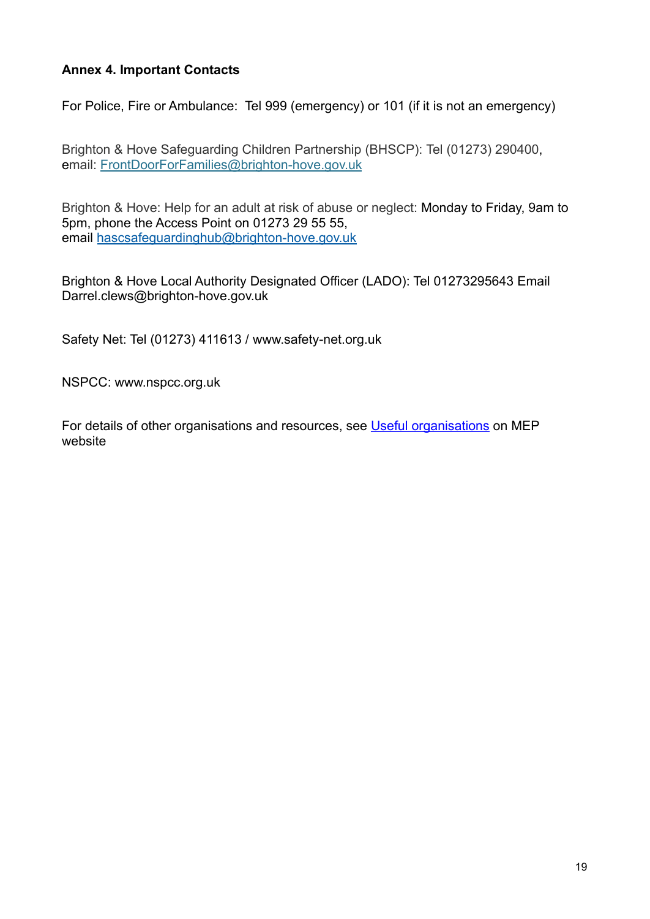**Annex 4. Important Contacts**

For Police, Fire or Ambulance: Tel 999 (emergency) or 101 (if it is not an emergency)

Brighton & Hove Safeguarding Children Partnership (BHSCP): Tel (01273) 290400, email: FrontDoorForFamilies@brighton-hove.gov.uk

Brighton & Hove: Help for an adult at risk of abuse or neglect: Monday to Friday, 9am to 5pm, phone the Access Point on 01273 29 55 55, email hascsafeguardinghub@brighton-hove.gov.uk

Brighton & Hove Local Authority Designated Officer (LADO): Tel 01273295643 Email Darrel.clews@brighton-hove.gov.uk

Safety Net: Tel (01273) 411613 / www.safety-net.org.uk

NSPCC: www.nspcc.org.uk

For details of other organisations and resources, see Useful organisations on MEP website